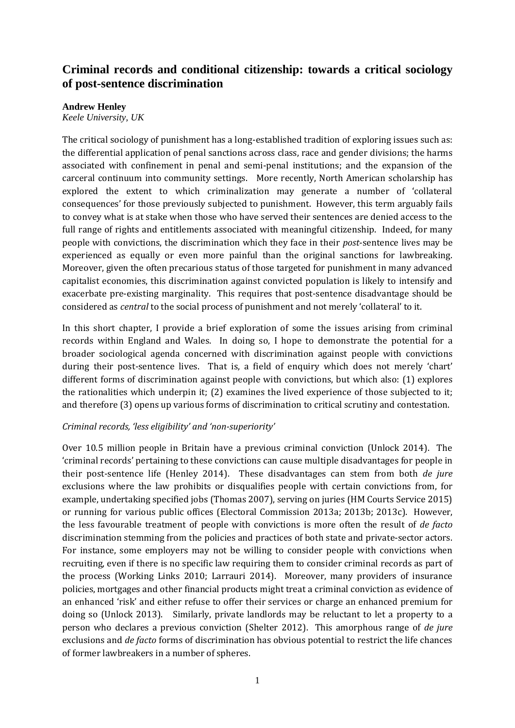# Criminal records and conditional citizenship: towards a critical sociology of post-sentence discrimination

**Andrew Henley**
*Keele University, UK*

The critical sociology of punishment has a long-established tradition of exploring issues such as: the differential application of penal sanctions across class, race and gender divisions; the harms associated with confinement in penal and semi-penal institutions; and the expansion of the carceral continuum into community settings. More recently, North American scholarship has explored the extent to which criminalization may generate a number of 'collateral consequences' for those previously subjected to punishment. However, this term arguably fails to convey what is at stake when those who have served their sentences are denied access to the full range of rights and entitlements associated with meaningful citizenship. Indeed, for many people with convictions, the discrimination which they face in their *post*-sentence lives may be experienced as equally or even more painful than the original sanctions for lawbreaking. Moreover, given the often precarious status of those targeted for punishment in many advanced capitalist economies, this discrimination against convicted population is likely to intensify and exacerbate pre-existing marginality. This requires that post-sentence disadvantage should be considered as *central* to the social process of punishment and not merely 'collateral' to it.

In this short chapter, I provide a brief exploration of some the issues arising from criminal records within England and Wales. In doing so, I hope to demonstrate the potential for a broader sociological agenda concerned with discrimination against people with convictions during their post-sentence lives. That is, a field of enquiry which does not merely 'chart' different forms of discrimination against people with convictions, but which also: (1) explores the rationalities which underpin it; (2) examines the lived experience of those subjected to it; and therefore (3) opens up various forms of discrimination to critical scrutiny and contestation.

*Criminal records, 'less eligibility' and 'non-superiority'*

Over 10.5 million people in Britain have a previous criminal conviction (Unlock 2014). The 'criminal records' pertaining to these convictions can cause multiple disadvantages for people in their post-sentence life (Henley 2014). These disadvantages can stem from both *de jure* exclusions where the law prohibits or disqualifies people with certain convictions from, for example, undertaking specified jobs (Thomas 2007), serving on juries (HM Courts Service 2015) or running for various public offices (Electoral Commission 2013a; 2013b; 2013c). However, the less favourable treatment of people with convictions is more often the result of *de facto* discrimination stemming from the policies and practices of both state and private-sector actors. For instance, some employers may not be willing to consider people with convictions when recruiting, even if there is no specific law requiring them to consider criminal records as part of the process (Working Links 2010; Larrauri 2014). Moreover, many providers of insurance policies, mortgages and other financial products might treat a criminal conviction as evidence of an enhanced 'risk' and either refuse to offer their services or charge an enhanced premium for doing so (Unlock 2013). Similarly, private landlords may be reluctant to let a property to a person who declares a previous conviction (Shelter 2012). This amorphous range of *de jure* exclusions and *de facto* forms of discrimination has obvious potential to restrict the life chances of former lawbreakers in a number of spheres.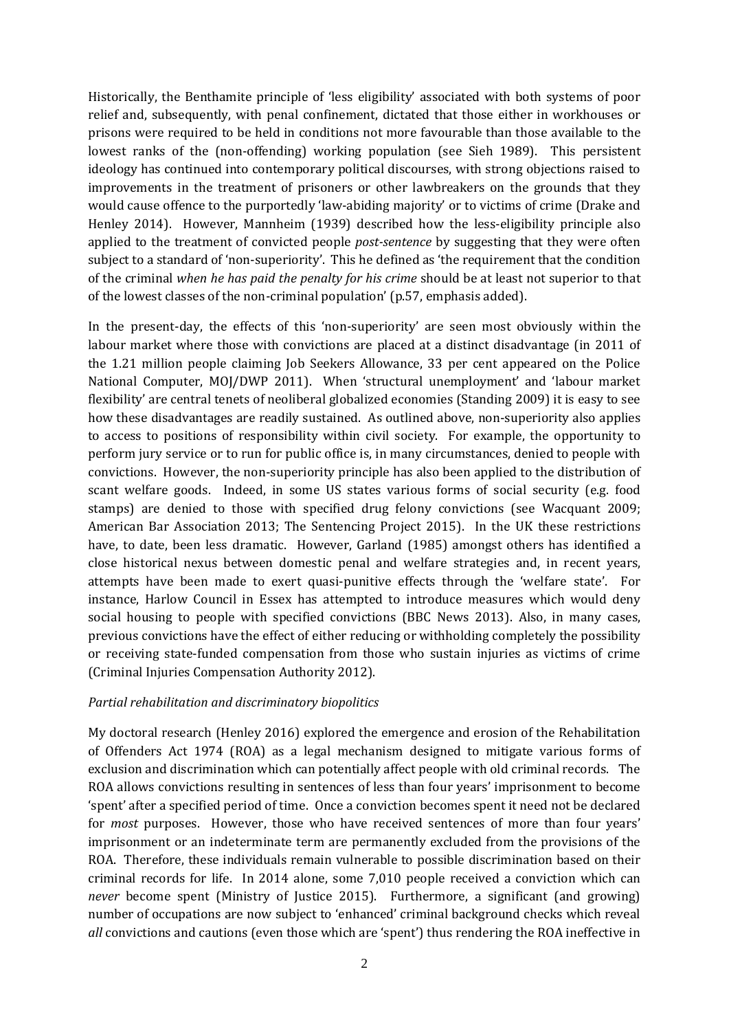Historically, the Benthamite principle of 'less eligibility' associated with both systems of poor relief and, subsequently, with penal confinement, dictated that those either in workhouses or prisons were required to be held in conditions not more favourable than those available to the lowest ranks of the (non-offending) working population (see Sieh 1989). This persistent ideology has continued into contemporary political discourses, with strong objections raised to improvements in the treatment of prisoners or other lawbreakers on the grounds that they would cause offence to the purportedly 'law-abiding majority' or to victims of crime (Drake and Henley 2014). However, Mannheim (1939) described how the less-eligibility principle also applied to the treatment of convicted people *post-sentence* by suggesting that they were often subject to a standard of 'non-superiority'. This he defined as 'the requirement that the condition of the criminal *when he has paid the penalty for his crime* should be at least not superior to that of the lowest classes of the non-criminal population' (p.57, emphasis added).

In the present-day, the effects of this 'non-superiority' are seen most obviously within the labour market where those with convictions are placed at a distinct disadvantage (in 2011 of the 1.21 million people claiming Job Seekers Allowance, 33 per cent appeared on the Police National Computer, MOJ/DWP 2011). When 'structural unemployment' and 'labour market flexibility' are central tenets of neoliberal globalized economies (Standing 2009) it is easy to see how these disadvantages are readily sustained. As outlined above, non-superiority also applies to access to positions of responsibility within civil society. For example, the opportunity to perform jury service or to run for public office is, in many circumstances, denied to people with convictions. However, the non-superiority principle has also been applied to the distribution of scant welfare goods. Indeed, in some US states various forms of social security (e.g. food stamps) are denied to those with specified drug felony convictions (see Wacquant 2009; American Bar Association 2013; The Sentencing Project 2015). In the UK these restrictions have, to date, been less dramatic. However, Garland (1985) amongst others has identified a close historical nexus between domestic penal and welfare strategies and, in recent years, attempts have been made to exert quasi-punitive effects through the 'welfare state'. For instance, Harlow Council in Essex has attempted to introduce measures which would deny social housing to people with specified convictions (BBC News 2013). Also, in many cases, previous convictions have the effect of either reducing or withholding completely the possibility or receiving state-funded compensation from those who sustain injuries as victims of crime (Criminal Injuries Compensation Authority 2012).

### *Partial rehabilitation and discriminatory biopolitics*

My doctoral research (Henley 2016) explored the emergence and erosion of the Rehabilitation of Offenders Act 1974 (ROA) as a legal mechanism designed to mitigate various forms of exclusion and discrimination which can potentially affect people with old criminal records. The ROA allows convictions resulting in sentences of less than four years' imprisonment to become 'spent' after a specified period of time. Once a conviction becomes spent it need not be declared for *most* purposes. However, those who have received sentences of more than four years' imprisonment or an indeterminate term are permanently excluded from the provisions of the ROA. Therefore, these individuals remain vulnerable to possible discrimination based on their criminal records for life. In 2014 alone, some 7,010 people received a conviction which can *never* become spent (Ministry of Justice 2015). Furthermore, a significant (and growing) number of occupations are now subject to 'enhanced' criminal background checks which reveal *all* convictions and cautions (even those which are 'spent') thus rendering the ROA ineffective in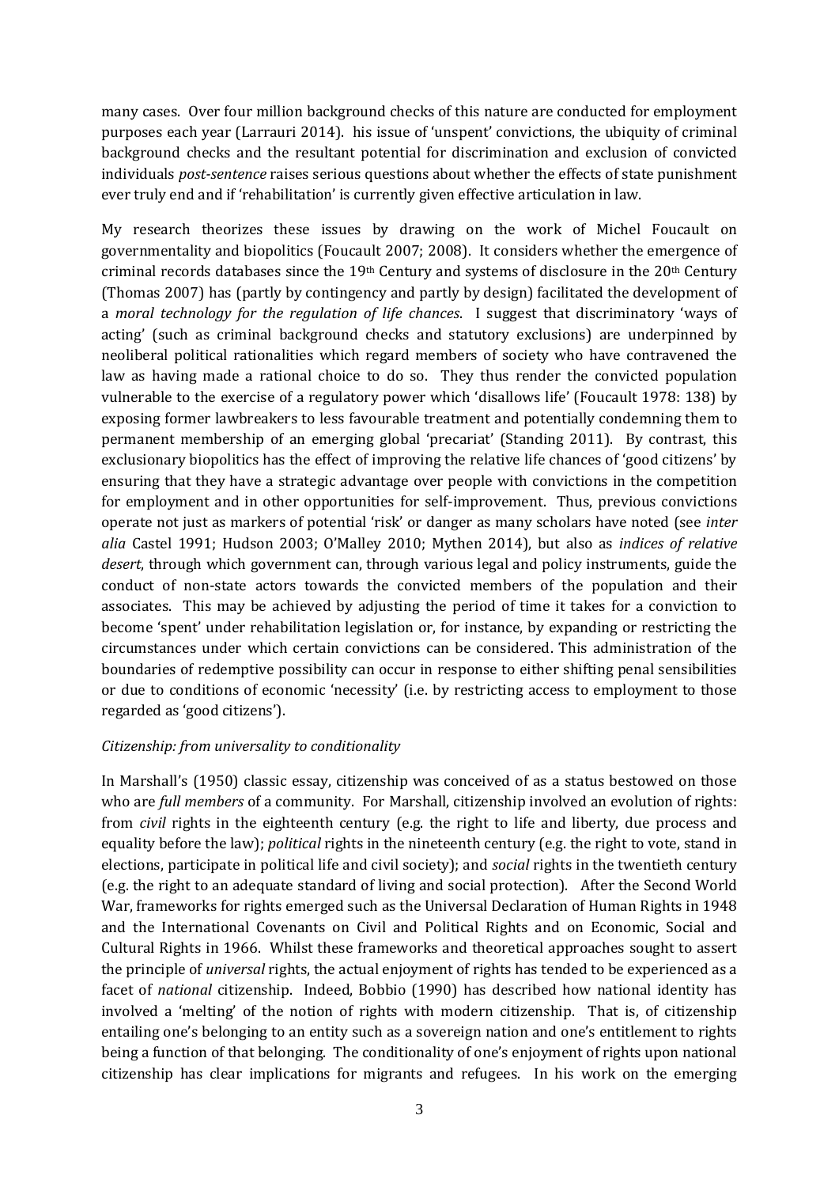many cases. Over four million background checks of this nature are conducted for employment purposes each year (Larrauri 2014). his issue of 'unspent' convictions, the ubiquity of criminal background checks and the resultant potential for discrimination and exclusion of convicted individuals *post-sentence* raises serious questions about whether the effects of state punishment ever truly end and if 'rehabilitation' is currently given effective articulation in law.

My research theorizes these issues by drawing on the work of Michel Foucault on governmentality and biopolitics (Foucault 2007; 2008). It considers whether the emergence of criminal records databases since the 19th Century and systems of disclosure in the 20th Century (Thomas 2007) has (partly by contingency and partly by design) facilitated the development of a *moral technology for the regulation of life chances*. I suggest that discriminatory 'ways of acting' (such as criminal background checks and statutory exclusions) are underpinned by neoliberal political rationalities which regard members of society who have contravened the law as having made a rational choice to do so. They thus render the convicted population vulnerable to the exercise of a regulatory power which 'disallows life' (Foucault 1978: 138) by exposing former lawbreakers to less favourable treatment and potentially condemning them to permanent membership of an emerging global 'precariat' (Standing 2011). By contrast, this exclusionary biopolitics has the effect of improving the relative life chances of 'good citizens' by ensuring that they have a strategic advantage over people with convictions in the competition for employment and in other opportunities for self-improvement. Thus, previous convictions operate not just as markers of potential 'risk' or danger as many scholars have noted (see *inter alia* Castel 1991; Hudson 2003; O'Malley 2010; Mythen 2014), but also as *indices of relative desert*, through which government can, through various legal and policy instruments, guide the conduct of non-state actors towards the convicted members of the population and their associates. This may be achieved by adjusting the period of time it takes for a conviction to become 'spent' under rehabilitation legislation or, for instance, by expanding or restricting the circumstances under which certain convictions can be considered. This administration of the boundaries of redemptive possibility can occur in response to either shifting penal sensibilities or due to conditions of economic 'necessity' (i.e. by restricting access to employment to those regarded as 'good citizens').

*Citizenship: from universality to conditionality*

In Marshall's (1950) classic essay, citizenship was conceived of as a status bestowed on those who are *full members* of a community. For Marshall, citizenship involved an evolution of rights: from *civil* rights in the eighteenth century (e.g. the right to life and liberty, due process and equality before the law); *political* rights in the nineteenth century (e.g. the right to vote, stand in elections, participate in political life and civil society); and *social* rights in the twentieth century (e.g. the right to an adequate standard of living and social protection). After the Second World War, frameworks for rights emerged such as the Universal Declaration of Human Rights in 1948 and the International Covenants on Civil and Political Rights and on Economic, Social and Cultural Rights in 1966. Whilst these frameworks and theoretical approaches sought to assert the principle of *universal* rights, the actual enjoyment of rights has tended to be experienced as a facet of *national* citizenship. Indeed, Bobbio (1990) has described how national identity has involved a 'melting' of the notion of rights with modern citizenship. That is, of citizenship entailing one's belonging to an entity such as a sovereign nation and one's entitlement to rights being a function of that belonging. The conditionality of one's enjoyment of rights upon national citizenship has clear implications for migrants and refugees. In his work on the emerging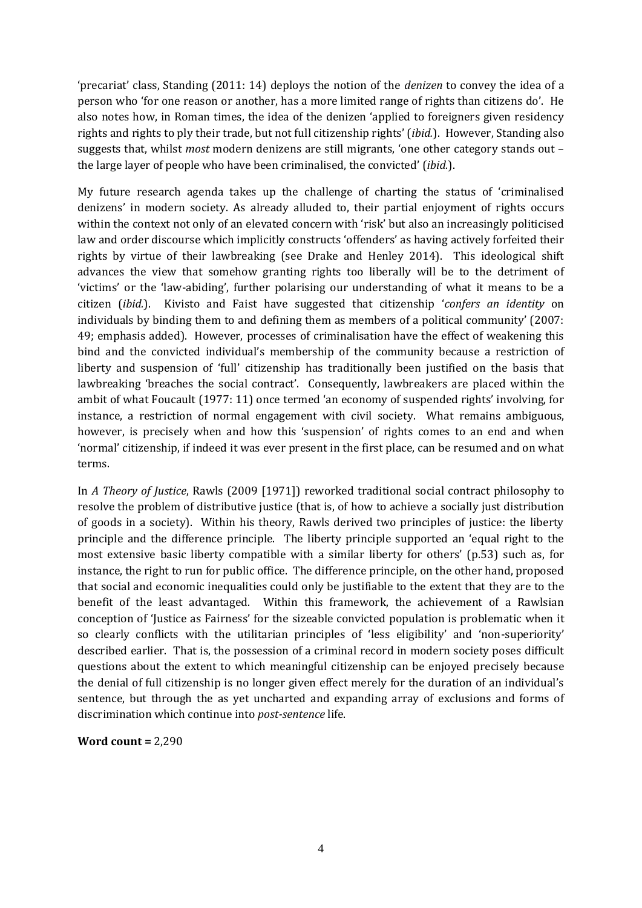'precariat' class, Standing (2011: 14) deploys the notion of the *denizen* to convey the idea of a person who 'for one reason or another, has a more limited range of rights than citizens do'. He also notes how, in Roman times, the idea of the denizen 'applied to foreigners given residency rights and rights to ply their trade, but not full citizenship rights' (*ibid.*). However, Standing also suggests that, whilst *most* modern denizens are still migrants, 'one other category stands out – the large layer of people who have been criminalised, the convicted' (*ibid.*).

My future research agenda takes up the challenge of charting the status of 'criminalised denizens' in modern society. As already alluded to, their partial enjoyment of rights occurs within the context not only of an elevated concern with 'risk' but also an increasingly politicised law and order discourse which implicitly constructs 'offenders' as having actively forfeited their rights by virtue of their lawbreaking (see Drake and Henley 2014). This ideological shift advances the view that somehow granting rights too liberally will be to the detriment of 'victims' or the 'law-abiding', further polarising our understanding of what it means to be a citizen (*ibid.*). Kivisto and Faist have suggested that citizenship '*confers an identity* on individuals by binding them to and defining them as members of a political community' (2007: 49; emphasis added). However, processes of criminalisation have the effect of weakening this bind and the convicted individual's membership of the community because a restriction of liberty and suspension of 'full' citizenship has traditionally been justified on the basis that lawbreaking 'breaches the social contract'. Consequently, lawbreakers are placed within the ambit of what Foucault (1977: 11) once termed 'an economy of suspended rights' involving, for instance, a restriction of normal engagement with civil society. What remains ambiguous, however, is precisely when and how this 'suspension' of rights comes to an end and when 'normal' citizenship, if indeed it was ever present in the first place, can be resumed and on what terms.

In *A Theory of Justice*, Rawls (2009 [1971]) reworked traditional social contract philosophy to resolve the problem of distributive justice (that is, of how to achieve a socially just distribution of goods in a society). Within his theory, Rawls derived two principles of justice: the liberty principle and the difference principle. The liberty principle supported an 'equal right to the most extensive basic liberty compatible with a similar liberty for others' (p.53) such as, for instance, the right to run for public office. The difference principle, on the other hand, proposed that social and economic inequalities could only be justifiable to the extent that they are to the benefit of the least advantaged. Within this framework, the achievement of a Rawlsian conception of 'Justice as Fairness' for the sizeable convicted population is problematic when it so clearly conflicts with the utilitarian principles of 'less eligibility' and 'non-superiority' described earlier. That is, the possession of a criminal record in modern society poses difficult questions about the extent to which meaningful citizenship can be enjoyed precisely because the denial of full citizenship is no longer given effect merely for the duration of an individual's sentence, but through the as yet uncharted and expanding array of exclusions and forms of discrimination which continue into *post-sentence* life.

**Word count =** 2,290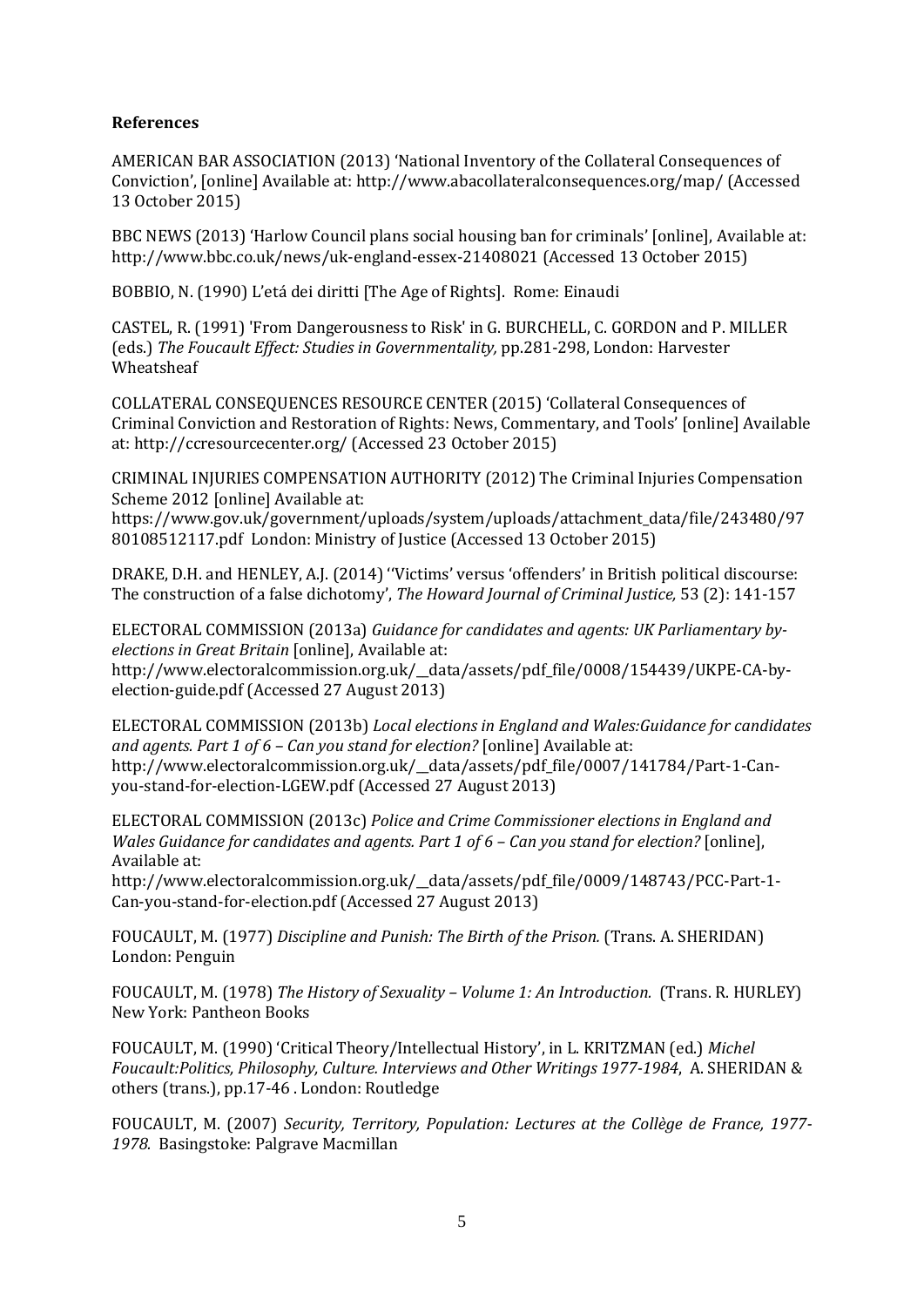**References**

AMERICAN BAR ASSOCIATION (2013) 'National Inventory of the Collateral Consequences of Conviction', [online] Available at: http://www.abacollateralconsequences.org/map/ (Accessed 13 October 2015)

BBC NEWS (2013) 'Harlow Council plans social housing ban for criminals' [online], Available at: http://www.bbc.co.uk/news/uk-england-essex-21408021 (Accessed 13 October 2015)

BOBBIO, N. (1990) L'etá dei diritti [The Age of Rights]. Rome: Einaudi

CASTEL, R. (1991) 'From Dangerousness to Risk' in G. BURCHELL, C. GORDON and P. MILLER (eds.) *The Foucault Effect: Studies in Governmentality,* pp.281-298, London: Harvester Wheatsheaf

COLLATERAL CONSEQUENCES RESOURCE CENTER (2015) 'Collateral Consequences of Criminal Conviction and Restoration of Rights: News, Commentary, and Tools' [online] Available at: http://ccresourcecenter.org/ (Accessed 23 October 2015)

CRIMINAL INJURIES COMPENSATION AUTHORITY (2012) The Criminal Injuries Compensation Scheme 2012 [online] Available at: https://www.gov.uk/government/uploads/system/uploads/attachment_data/file/243480/9780108512117.pdf London: Ministry of Justice (Accessed 13 October 2015)

DRAKE, D.H. and HENLEY, A.J. (2014) ''Victims' versus 'offenders' in British political discourse: The construction of a false dichotomy', *The Howard Journal of Criminal Justice,* 53 (2): 141-157

ELECTORAL COMMISSION (2013a) *Guidance for candidates and agents: UK Parliamentary by-elections in Great Britain* [online], Available at: http://www.electoralcommission.org.uk/__data/assets/pdf_file/0008/154439/UKPE-CA-by-election-guide.pdf (Accessed 27 August 2013)

ELECTORAL COMMISSION (2013b) *Local elections in England and Wales:Guidance for candidates and agents. Part 1 of 6 – Can you stand for election?* [online] Available at: http://www.electoralcommission.org.uk/__data/assets/pdf_file/0007/141784/Part-1-Can-you-stand-for-election-LGEW.pdf (Accessed 27 August 2013)

ELECTORAL COMMISSION (2013c) *Police and Crime Commissioner elections in England and Wales Guidance for candidates and agents. Part 1 of 6 – Can you stand for election?* [online], Available at: http://www.electoralcommission.org.uk/__data/assets/pdf_file/0009/148743/PCC-Part-1-Can-you-stand-for-election.pdf (Accessed 27 August 2013)

FOUCAULT, M. (1977) *Discipline and Punish: The Birth of the Prison.* (Trans. A. SHERIDAN) London: Penguin

FOUCAULT, M. (1978) *The History of Sexuality – Volume 1: An Introduction.* (Trans. R. HURLEY) New York: Pantheon Books

FOUCAULT, M. (1990) 'Critical Theory/Intellectual History', in L. KRITZMAN (ed.) *Michel Foucault:Politics, Philosophy, Culture. Interviews and Other Writings 1977-1984*, A. SHERIDAN & others (trans.), pp.17-46 . London: Routledge

FOUCAULT, M. (2007) *Security, Territory, Population: Lectures at the Collège de France, 1977-1978.* Basingstoke: Palgrave Macmillan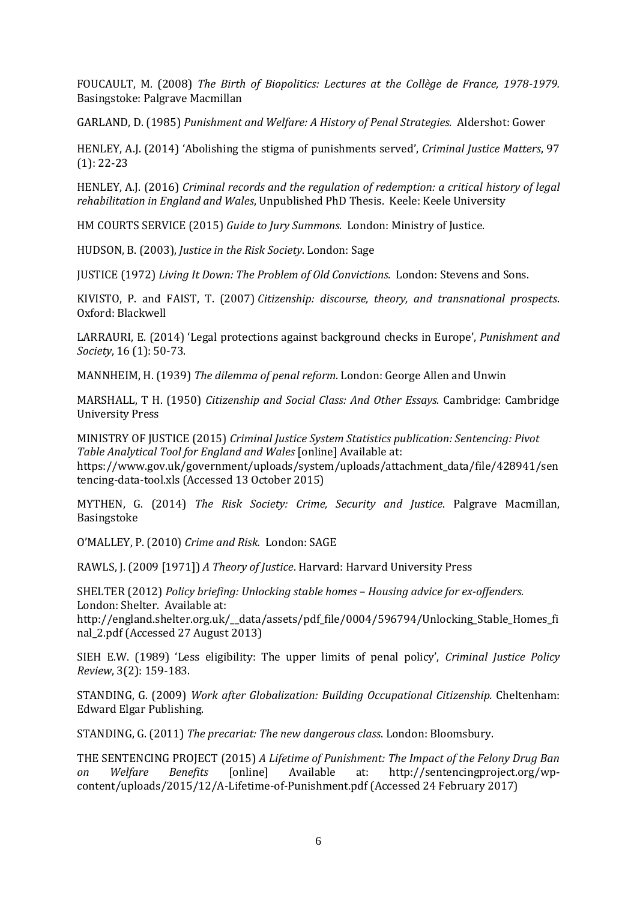FOUCAULT, M. (2008) *The Birth of Biopolitics: Lectures at the Collège de France, 1978-1979.* Basingstoke: Palgrave Macmillan

GARLAND, D. (1985) *Punishment and Welfare: A History of Penal Strategies.* Aldershot: Gower

HENLEY, A.J. (2014) 'Abolishing the stigma of punishments served', *Criminal Justice Matters*, 97 (1): 22-23

HENLEY, A.J. (2016) *Criminal records and the regulation of redemption: a critical history of legal rehabilitation in England and Wales*, Unpublished PhD Thesis. Keele: Keele University

HM COURTS SERVICE (2015) *Guide to Jury Summons*. London: Ministry of Justice.

HUDSON, B. (2003), *Justice in the Risk Society*. London: Sage

JUSTICE (1972) *Living It Down: The Problem of Old Convictions.* London: Stevens and Sons.

KIVISTO, P. and FAIST, T. (2007) *Citizenship: discourse, theory, and transnational prospects*. Oxford: Blackwell

LARRAURI, E. (2014) 'Legal protections against background checks in Europe', *Punishment and Society*, 16 (1): 50-73.

MANNHEIM, H. (1939) *The dilemma of penal reform*. London: George Allen and Unwin

MARSHALL, T H. (1950) *Citizenship and Social Class: And Other Essays.* Cambridge: Cambridge University Press

MINISTRY OF JUSTICE (2015) *Criminal Justice System Statistics publication: Sentencing: Pivot Table Analytical Tool for England and Wales* [online] Available at: https://www.gov.uk/government/uploads/system/uploads/attachment_data/file/428941/sentencing-data-tool.xls (Accessed 13 October 2015)

MYTHEN, G. (2014) *The Risk Society: Crime, Security and Justice*. Palgrave Macmillan, Basingstoke

O'MALLEY, P. (2010) *Crime and Risk.* London: SAGE

RAWLS, J. (2009 [1971]) *A Theory of Justice*. Harvard: Harvard University Press

SHELTER (2012) *Policy briefing: Unlocking stable homes – Housing advice for ex-offenders.* London: Shelter. Available at: http://england.shelter.org.uk/__data/assets/pdf_file/0004/596794/Unlocking_Stable_Homes_final_2.pdf (Accessed 27 August 2013)

SIEH E.W. (1989) 'Less eligibility: The upper limits of penal policy', *Criminal Justice Policy Review*, 3(2): 159-183.

STANDING, G. (2009) *Work after Globalization: Building Occupational Citizenship.* Cheltenham: Edward Elgar Publishing.

STANDING, G. (2011) *The precariat: The new dangerous class*. London: Bloomsbury.

THE SENTENCING PROJECT (2015) *A Lifetime of Punishment: The Impact of the Felony Drug Ban on Welfare Benefits* [online] Available at: http://sentencingproject.org/wp-content/uploads/2015/12/A-Lifetime-of-Punishment.pdf (Accessed 24 February 2017)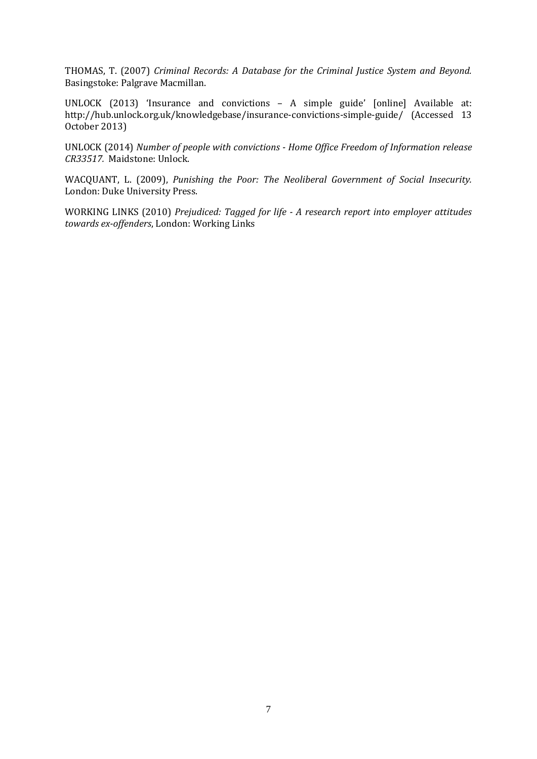THOMAS, T. (2007) *Criminal Records: A Database for the Criminal Justice System and Beyond.* Basingstoke: Palgrave Macmillan.

UNLOCK (2013) 'Insurance and convictions – A simple guide' [online] Available at: http://hub.unlock.org.uk/knowledgebase/insurance-convictions-simple-guide/ (Accessed 13 October 2013)

UNLOCK (2014) *Number of people with convictions - Home Office Freedom of Information release CR33517.* Maidstone: Unlock.

WACQUANT, L. (2009), *Punishing the Poor: The Neoliberal Government of Social Insecurity.* London: Duke University Press.

WORKING LINKS (2010) *Prejudiced: Tagged for life - A research report into employer attitudes towards ex-offenders*, London: Working Links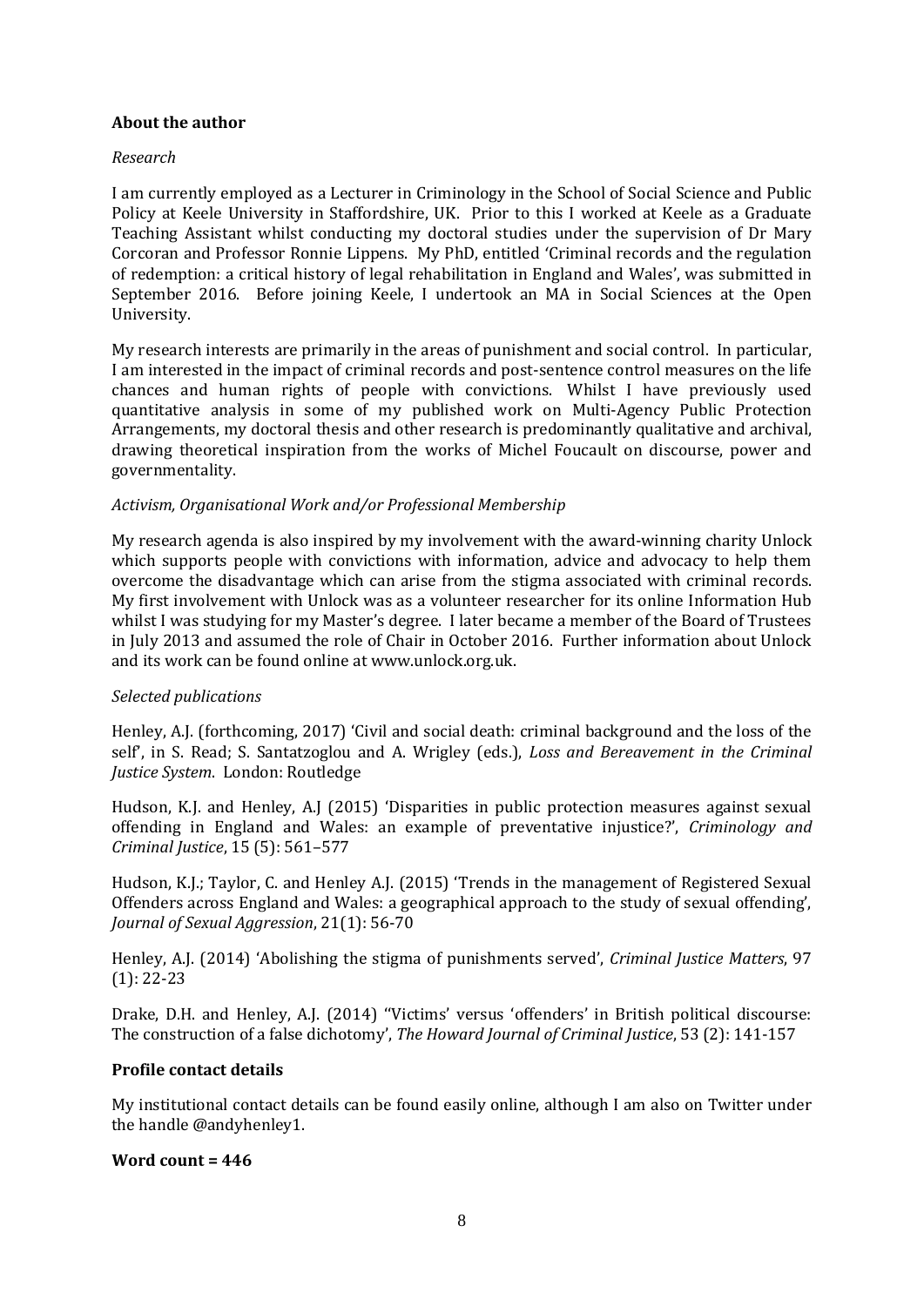**About the author**

*Research*

I am currently employed as a Lecturer in Criminology in the School of Social Science and Public Policy at Keele University in Staffordshire, UK. Prior to this I worked at Keele as a Graduate Teaching Assistant whilst conducting my doctoral studies under the supervision of Dr Mary Corcoran and Professor Ronnie Lippens. My PhD, entitled 'Criminal records and the regulation of redemption: a critical history of legal rehabilitation in England and Wales', was submitted in September 2016. Before joining Keele, I undertook an MA in Social Sciences at the Open University.

My research interests are primarily in the areas of punishment and social control. In particular, I am interested in the impact of criminal records and post-sentence control measures on the life chances and human rights of people with convictions. Whilst I have previously used quantitative analysis in some of my published work on Multi-Agency Public Protection Arrangements, my doctoral thesis and other research is predominantly qualitative and archival, drawing theoretical inspiration from the works of Michel Foucault on discourse, power and governmentality.

*Activism, Organisational Work and/or Professional Membership*

My research agenda is also inspired by my involvement with the award-winning charity Unlock which supports people with convictions with information, advice and advocacy to help them overcome the disadvantage which can arise from the stigma associated with criminal records. My first involvement with Unlock was as a volunteer researcher for its online Information Hub whilst I was studying for my Master's degree. I later became a member of the Board of Trustees in July 2013 and assumed the role of Chair in October 2016. Further information about Unlock and its work can be found online at www.unlock.org.uk.

*Selected publications*

Henley, A.J. (forthcoming, 2017) 'Civil and social death: criminal background and the loss of the self', in S. Read; S. Santatzoglou and A. Wrigley (eds.), *Loss and Bereavement in the Criminal Justice System*. London: Routledge

Hudson, K.J. and Henley, A.J (2015) 'Disparities in public protection measures against sexual offending in England and Wales: an example of preventative injustice?', *Criminology and Criminal Justice*, 15 (5): 561–577

Hudson, K.J.; Taylor, C. and Henley A.J. (2015) 'Trends in the management of Registered Sexual Offenders across England and Wales: a geographical approach to the study of sexual offending', *Journal of Sexual Aggression*, 21(1): 56-70

Henley, A.J. (2014) 'Abolishing the stigma of punishments served', *Criminal Justice Matters*, 97 (1): 22-23

Drake, D.H. and Henley, A.J. (2014) ''Victims' versus 'offenders' in British political discourse: The construction of a false dichotomy', *The Howard Journal of Criminal Justice*, 53 (2): 141-157

**Profile contact details**

My institutional contact details can be found easily online, although I am also on Twitter under the handle @andyhenley1.

**Word count = 446**